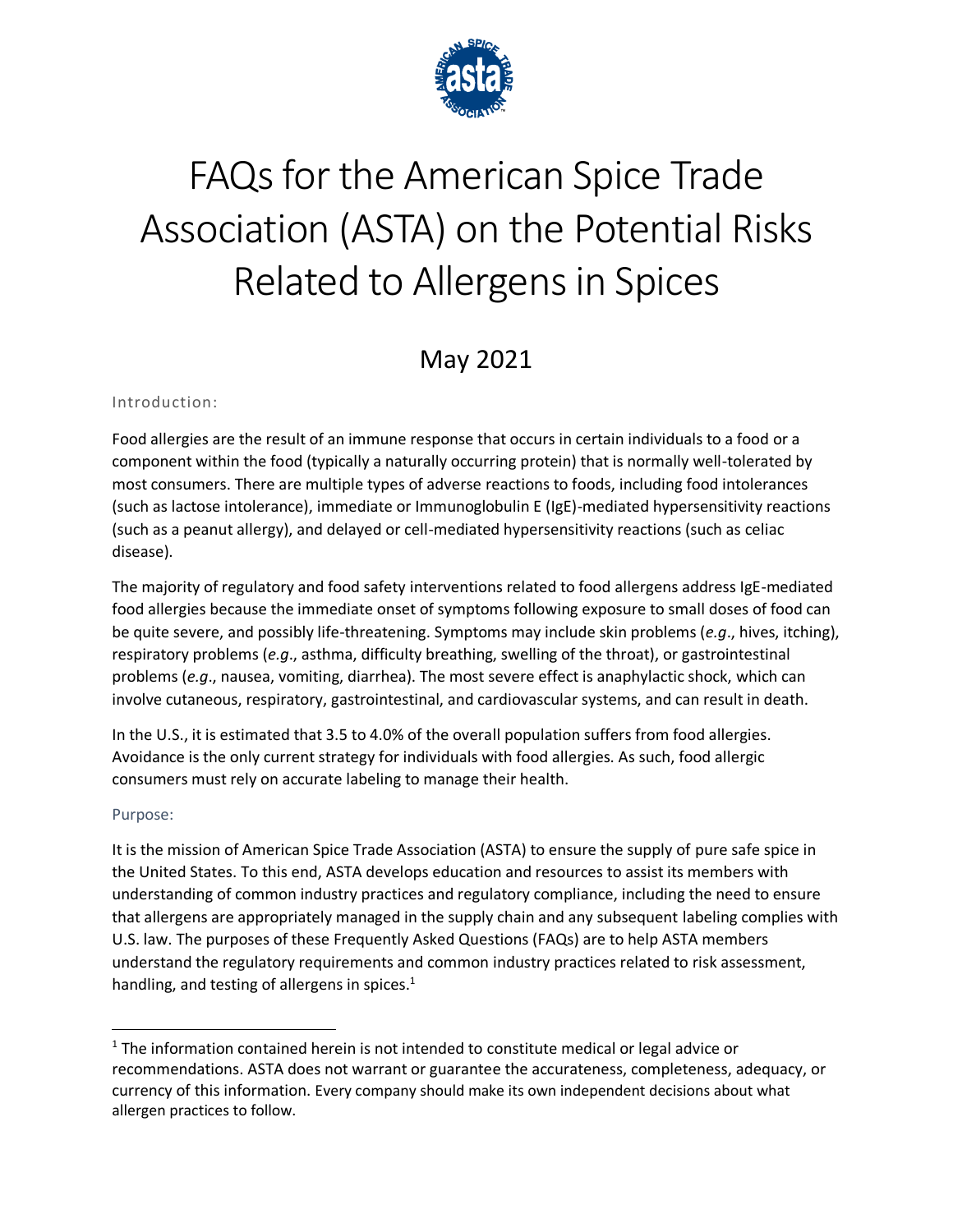# FAQs for the American Spice Trade Association (ASTA) on the Potential Risks Related to Allergens in Spices

## May 2021

### Introduction:

Food allergies are the result of an immune response that occurs in certain individuals to a food or a component within the food (typically a naturally occurring protein) that is normally well-tolerated by most consumers. There are multiple types of adverse reactions to foods, including food intolerances (such as lactose intolerance), immediate or Immunoglobulin E (IgE)-mediated hypersensitivity reactions (such as a peanut allergy), and delayed or cell-mediated hypersensitivity reactions (such as celiac disease).

The majority of regulatory and food safety interventions related to food allergens address IgE-mediated food allergies because the immediate onset of symptoms following exposure to small doses of food can be quite severe, and possibly life-threatening. Symptoms may include skin problems (*e.g*., hives, itching), respiratory problems (*e.g*., asthma, difficulty breathing, swelling of the throat), or gastrointestinal problems (*e.g*., nausea, vomiting, diarrhea). The most severe effect is anaphylactic shock, which can involve cutaneous, respiratory, gastrointestinal, and cardiovascular systems, and can result in death.

In the U.S., it is estimated that 3.5 to 4.0% of the overall population suffers from food allergies. Avoidance is the only current strategy for individuals with food allergies. As such, food allergic consumers must rely on accurate labeling to manage their health.

### Purpose:

It is the mission of American Spice Trade Association (ASTA) to ensure the supply of pure safe spice in the United States. To this end, ASTA develops education and resources to assist its members with understanding of common industry practices and regulatory compliance, including the need to ensure that allergens are appropriately managed in the supply chain and any subsequent labeling complies with U.S. law. The purposes of these Frequently Asked Questions (FAQs) are to help ASTA members understand the regulatory requirements and common industry practices related to risk assessment, handling, and testing of allergens in spices.[1]

---

[1] The information contained herein is not intended to constitute medical or legal advice or recommendations. ASTA does not warrant or guarantee the accurateness, completeness, adequacy, or currency of this information. Every company should make its own independent decisions about what allergen practices to follow.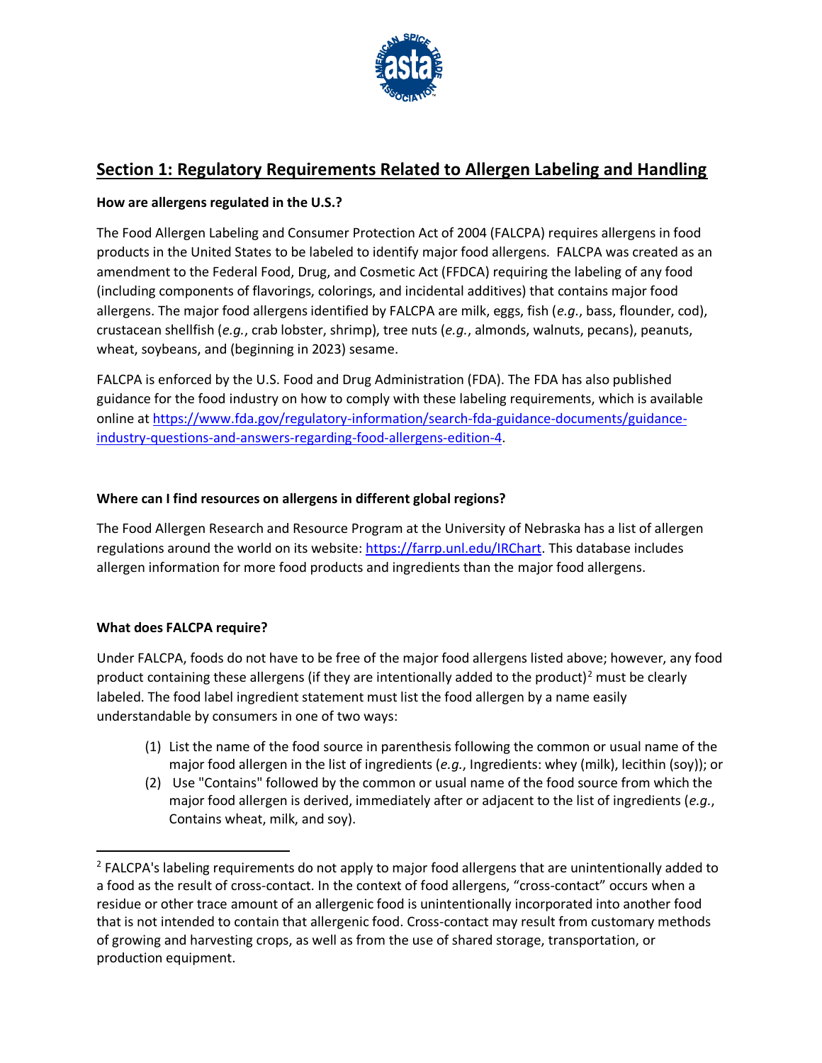## Section 1: Regulatory Requirements Related to Allergen Labeling and Handling

**How are allergens regulated in the U.S.?**

The Food Allergen Labeling and Consumer Protection Act of 2004 (FALCPA) requires allergens in food products in the United States to be labeled to identify major food allergens. FALCPA was created as an amendment to the Federal Food, Drug, and Cosmetic Act (FFDCA) requiring the labeling of any food (including components of flavorings, colorings, and incidental additives) that contains major food allergens. The major food allergens identified by FALCPA are milk, eggs, fish (*e.g.*, bass, flounder, cod), crustacean shellfish (*e.g.*, crab lobster, shrimp), tree nuts (*e.g.*, almonds, walnuts, pecans), peanuts, wheat, soybeans, and (beginning in 2023) sesame.

FALCPA is enforced by the U.S. Food and Drug Administration (FDA). The FDA has also published guidance for the food industry on how to comply with these labeling requirements, which is available online at https://www.fda.gov/regulatory-information/search-fda-guidance-documents/guidance-industry-questions-and-answers-regarding-food-allergens-edition-4.

**Where can I find resources on allergens in different global regions?**

The Food Allergen Research and Resource Program at the University of Nebraska has a list of allergen regulations around the world on its website: https://farrp.unl.edu/IRChart. This database includes allergen information for more food products and ingredients than the major food allergens.

**What does FALCPA require?**

Under FALCPA, foods do not have to be free of the major food allergens listed above; however, any food product containing these allergens (if they are intentionally added to the product)[2] must be clearly labeled. The food label ingredient statement must list the food allergen by a name easily understandable by consumers in one of two ways:

(1) List the name of the food source in parenthesis following the common or usual name of the major food allergen in the list of ingredients (*e.g.*, Ingredients: whey (milk), lecithin (soy)); or
(2) Use "Contains" followed by the common or usual name of the food source from which the major food allergen is derived, immediately after or adjacent to the list of ingredients (*e.g.*, Contains wheat, milk, and soy).

---

[2] FALCPA's labeling requirements do not apply to major food allergens that are unintentionally added to a food as the result of cross-contact. In the context of food allergens, "cross-contact" occurs when a residue or other trace amount of an allergenic food is unintentionally incorporated into another food that is not intended to contain that allergenic food. Cross-contact may result from customary methods of growing and harvesting crops, as well as from the use of shared storage, transportation, or production equipment.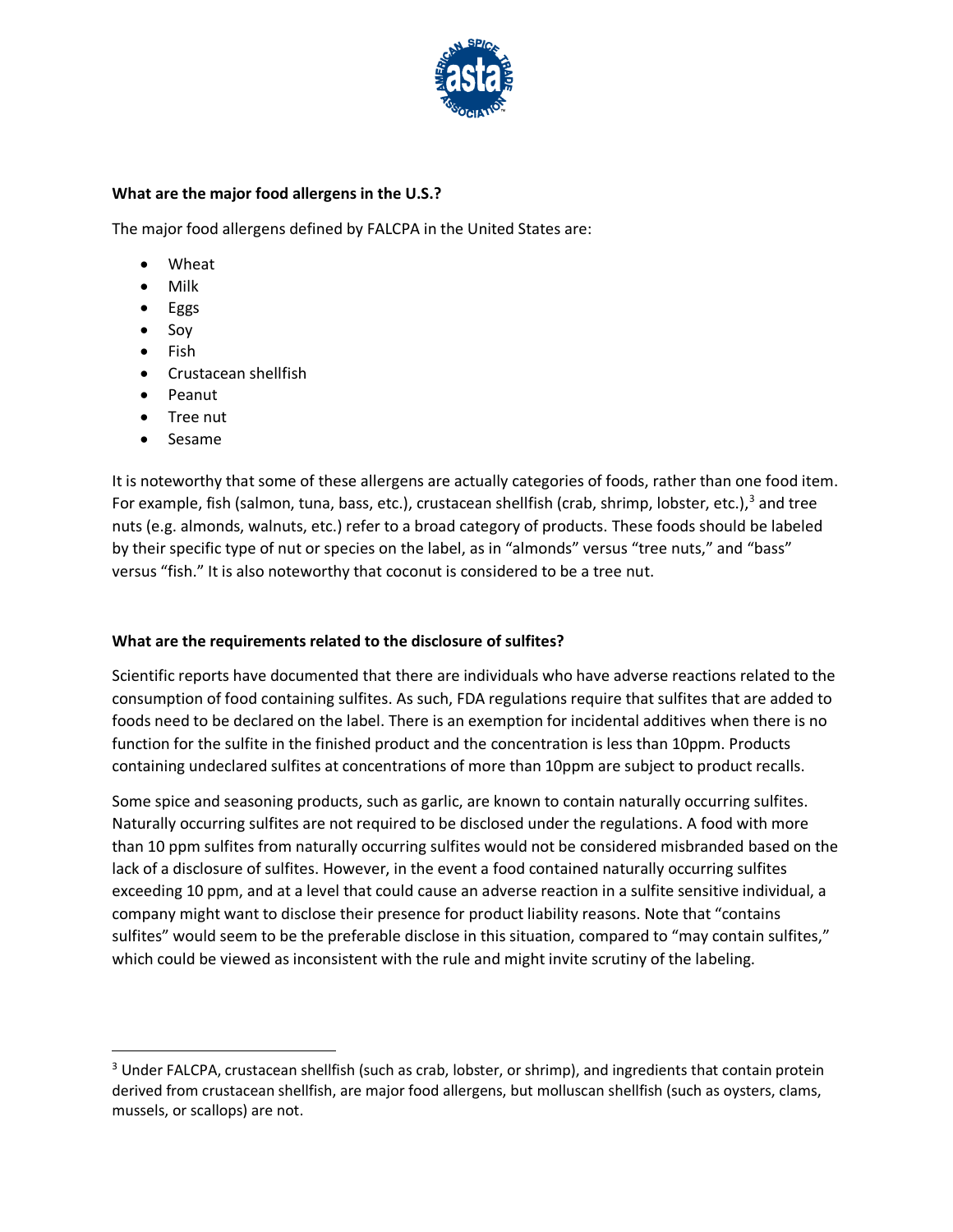**What are the major food allergens in the U.S.?**

The major food allergens defined by FALCPA in the United States are:

- Wheat
- Milk
- Eggs
- Soy
- Fish
- Crustacean shellfish
- Peanut
- Tree nut
- Sesame

It is noteworthy that some of these allergens are actually categories of foods, rather than one food item. For example, fish (salmon, tuna, bass, etc.), crustacean shellfish (crab, shrimp, lobster, etc.),[3] and tree nuts (e.g. almonds, walnuts, etc.) refer to a broad category of products. These foods should be labeled by their specific type of nut or species on the label, as in "almonds" versus "tree nuts," and "bass" versus "fish." It is also noteworthy that coconut is considered to be a tree nut.

**What are the requirements related to the disclosure of sulfites?**

Scientific reports have documented that there are individuals who have adverse reactions related to the consumption of food containing sulfites. As such, FDA regulations require that sulfites that are added to foods need to be declared on the label. There is an exemption for incidental additives when there is no function for the sulfite in the finished product and the concentration is less than 10ppm. Products containing undeclared sulfites at concentrations of more than 10ppm are subject to product recalls.

Some spice and seasoning products, such as garlic, are known to contain naturally occurring sulfites. Naturally occurring sulfites are not required to be disclosed under the regulations. A food with more than 10 ppm sulfites from naturally occurring sulfites would not be considered misbranded based on the lack of a disclosure of sulfites. However, in the event a food contained naturally occurring sulfites exceeding 10 ppm, and at a level that could cause an adverse reaction in a sulfite sensitive individual, a company might want to disclose their presence for product liability reasons. Note that "contains sulfites" would seem to be the preferable disclose in this situation, compared to "may contain sulfites," which could be viewed as inconsistent with the rule and might invite scrutiny of the labeling.

[3] Under FALCPA, crustacean shellfish (such as crab, lobster, or shrimp), and ingredients that contain protein derived from crustacean shellfish, are major food allergens, but molluscan shellfish (such as oysters, clams, mussels, or scallops) are not.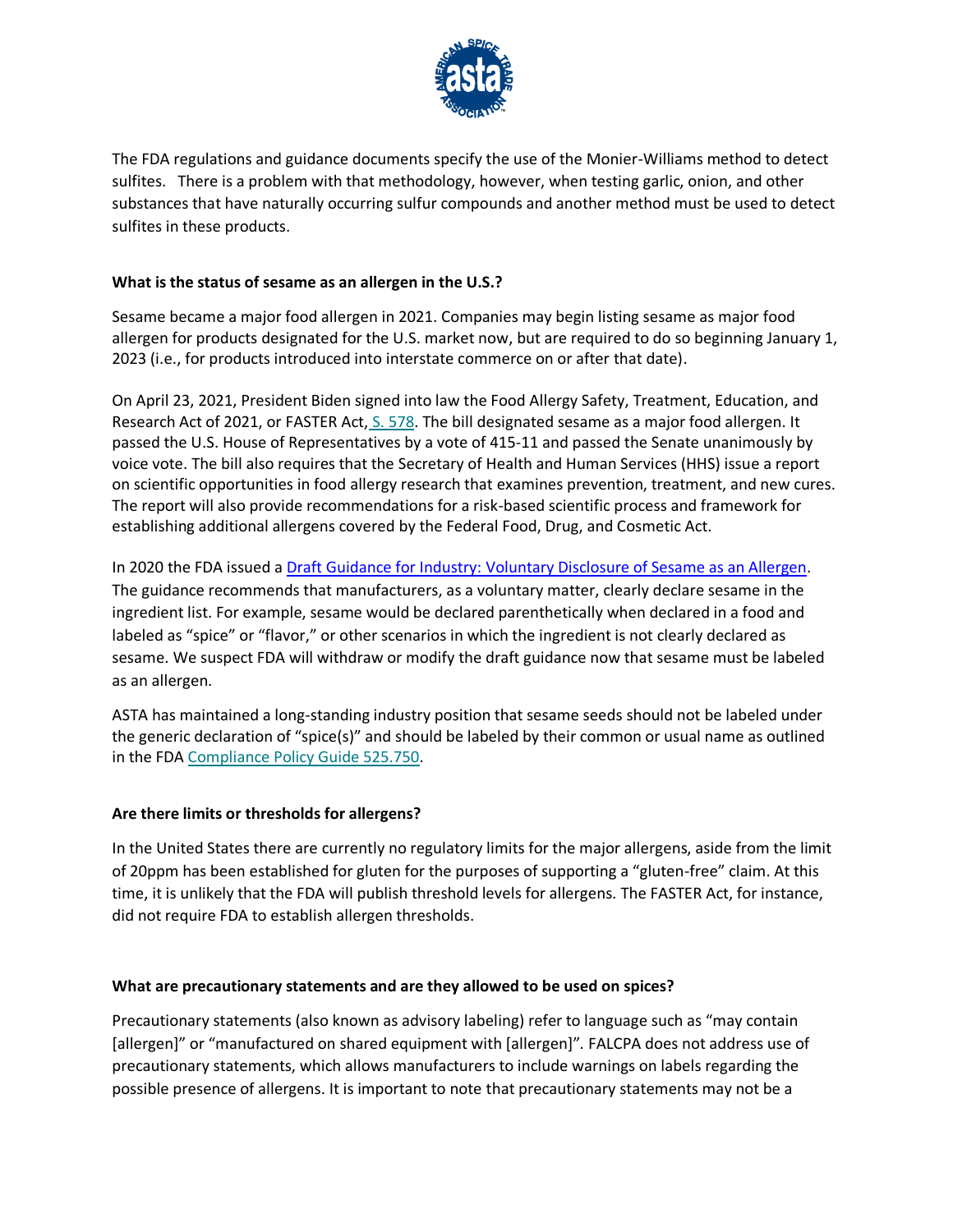The FDA regulations and guidance documents specify the use of the Monier-Williams method to detect sulfites. There is a problem with that methodology, however, when testing garlic, onion, and other substances that have naturally occurring sulfur compounds and another method must be used to detect sulfites in these products.

**What is the status of sesame as an allergen in the U.S.?**

Sesame became a major food allergen in 2021. Companies may begin listing sesame as major food allergen for products designated for the U.S. market now, but are required to do so beginning January 1, 2023 (i.e., for products introduced into interstate commerce on or after that date).

On April 23, 2021, President Biden signed into law the Food Allergy Safety, Treatment, Education, and Research Act of 2021, or FASTER Act, S. 578. The bill designated sesame as a major food allergen. It passed the U.S. House of Representatives by a vote of 415-11 and passed the Senate unanimously by voice vote. The bill also requires that the Secretary of Health and Human Services (HHS) issue a report on scientific opportunities in food allergy research that examines prevention, treatment, and new cures. The report will also provide recommendations for a risk-based scientific process and framework for establishing additional allergens covered by the Federal Food, Drug, and Cosmetic Act.

In 2020 the FDA issued a Draft Guidance for Industry: Voluntary Disclosure of Sesame as an Allergen. The guidance recommends that manufacturers, as a voluntary matter, clearly declare sesame in the ingredient list. For example, sesame would be declared parenthetically when declared in a food and labeled as "spice" or "flavor," or other scenarios in which the ingredient is not clearly declared as sesame. We suspect FDA will withdraw or modify the draft guidance now that sesame must be labeled as an allergen.

ASTA has maintained a long-standing industry position that sesame seeds should not be labeled under the generic declaration of "spice(s)" and should be labeled by their common or usual name as outlined in the FDA Compliance Policy Guide 525.750.

**Are there limits or thresholds for allergens?**

In the United States there are currently no regulatory limits for the major allergens, aside from the limit of 20ppm has been established for gluten for the purposes of supporting a "gluten-free" claim. At this time, it is unlikely that the FDA will publish threshold levels for allergens. The FASTER Act, for instance, did not require FDA to establish allergen thresholds.

**What are precautionary statements and are they allowed to be used on spices?**

Precautionary statements (also known as advisory labeling) refer to language such as "may contain [allergen]" or "manufactured on shared equipment with [allergen]". FALCPA does not address use of precautionary statements, which allows manufacturers to include warnings on labels regarding the possible presence of allergens. It is important to note that precautionary statements may not be a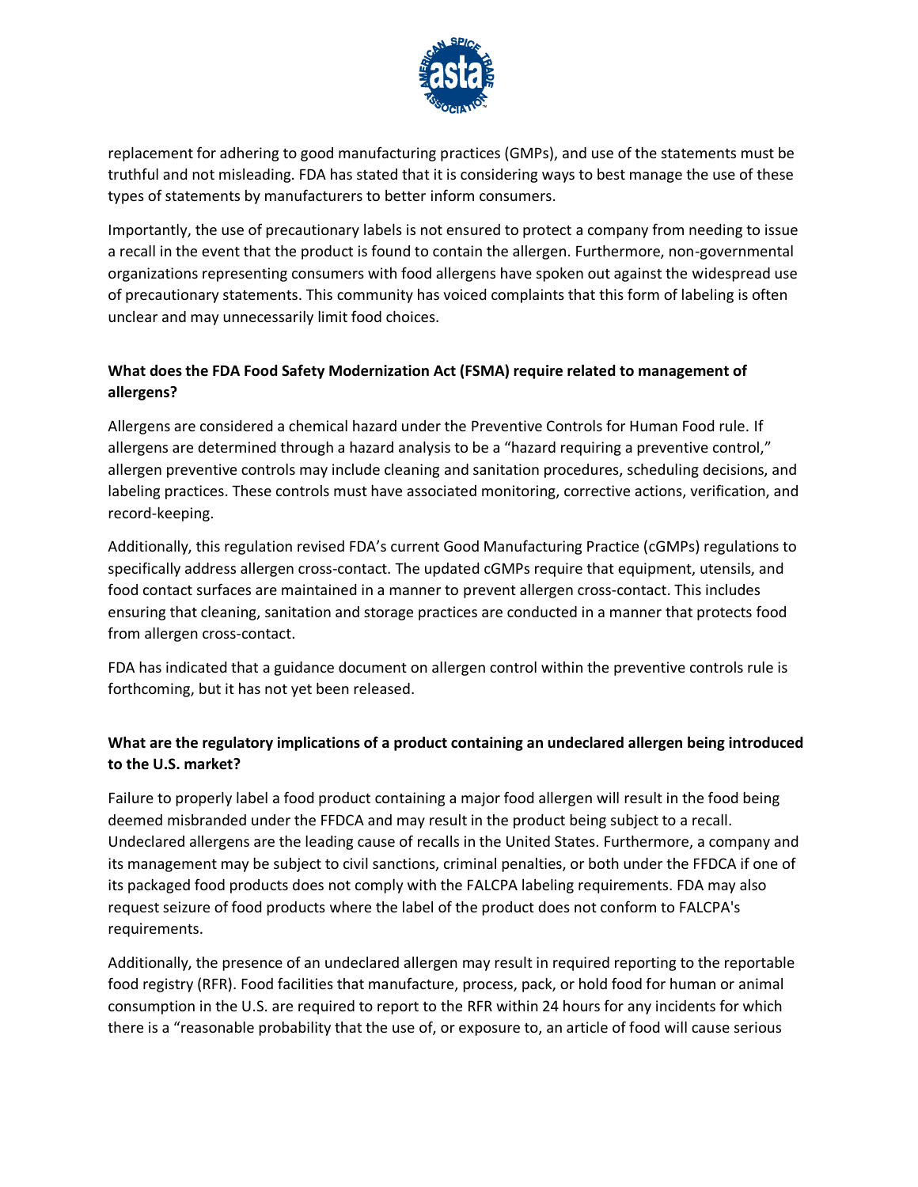replacement for adhering to good manufacturing practices (GMPs), and use of the statements must be truthful and not misleading. FDA has stated that it is considering ways to best manage the use of these types of statements by manufacturers to better inform consumers.

Importantly, the use of precautionary labels is not ensured to protect a company from needing to issue a recall in the event that the product is found to contain the allergen. Furthermore, non-governmental organizations representing consumers with food allergens have spoken out against the widespread use of precautionary statements. This community has voiced complaints that this form of labeling is often unclear and may unnecessarily limit food choices.

**What does the FDA Food Safety Modernization Act (FSMA) require related to management of allergens?**

Allergens are considered a chemical hazard under the Preventive Controls for Human Food rule. If allergens are determined through a hazard analysis to be a "hazard requiring a preventive control," allergen preventive controls may include cleaning and sanitation procedures, scheduling decisions, and labeling practices. These controls must have associated monitoring, corrective actions, verification, and record-keeping.

Additionally, this regulation revised FDA's current Good Manufacturing Practice (cGMPs) regulations to specifically address allergen cross-contact. The updated cGMPs require that equipment, utensils, and food contact surfaces are maintained in a manner to prevent allergen cross-contact. This includes ensuring that cleaning, sanitation and storage practices are conducted in a manner that protects food from allergen cross-contact.

FDA has indicated that a guidance document on allergen control within the preventive controls rule is forthcoming, but it has not yet been released.

**What are the regulatory implications of a product containing an undeclared allergen being introduced to the U.S. market?**

Failure to properly label a food product containing a major food allergen will result in the food being deemed misbranded under the FFDCA and may result in the product being subject to a recall. Undeclared allergens are the leading cause of recalls in the United States. Furthermore, a company and its management may be subject to civil sanctions, criminal penalties, or both under the FFDCA if one of its packaged food products does not comply with the FALCPA labeling requirements. FDA may also request seizure of food products where the label of the product does not conform to FALCPA's requirements.

Additionally, the presence of an undeclared allergen may result in required reporting to the reportable food registry (RFR). Food facilities that manufacture, process, pack, or hold food for human or animal consumption in the U.S. are required to report to the RFR within 24 hours for any incidents for which there is a "reasonable probability that the use of, or exposure to, an article of food will cause serious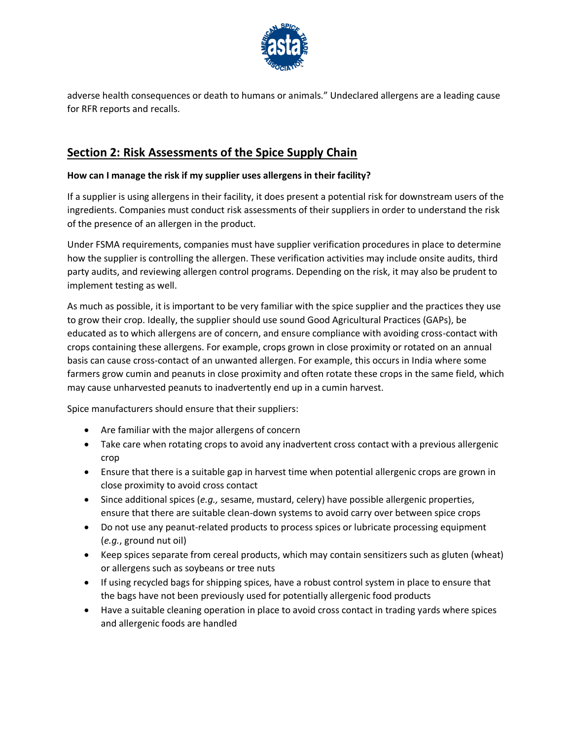adverse health consequences or death to humans or animals." Undeclared allergens are a leading cause for RFR reports and recalls.

## Section 2: Risk Assessments of the Spice Supply Chain

**How can I manage the risk if my supplier uses allergens in their facility?**

If a supplier is using allergens in their facility, it does present a potential risk for downstream users of the ingredients. Companies must conduct risk assessments of their suppliers in order to understand the risk of the presence of an allergen in the product.

Under FSMA requirements, companies must have supplier verification procedures in place to determine how the supplier is controlling the allergen. These verification activities may include onsite audits, third party audits, and reviewing allergen control programs. Depending on the risk, it may also be prudent to implement testing as well.

As much as possible, it is important to be very familiar with the spice supplier and the practices they use to grow their crop. Ideally, the supplier should use sound Good Agricultural Practices (GAPs), be educated as to which allergens are of concern, and ensure compliance with avoiding cross-contact with crops containing these allergens. For example, crops grown in close proximity or rotated on an annual basis can cause cross-contact of an unwanted allergen. For example, this occurs in India where some farmers grow cumin and peanuts in close proximity and often rotate these crops in the same field, which may cause unharvested peanuts to inadvertently end up in a cumin harvest.

Spice manufacturers should ensure that their suppliers:

- Are familiar with the major allergens of concern
- Take care when rotating crops to avoid any inadvertent cross contact with a previous allergenic crop
- Ensure that there is a suitable gap in harvest time when potential allergenic crops are grown in close proximity to avoid cross contact
- Since additional spices (*e.g.,* sesame, mustard, celery) have possible allergenic properties, ensure that there are suitable clean-down systems to avoid carry over between spice crops
- Do not use any peanut-related products to process spices or lubricate processing equipment (*e.g.*, ground nut oil)
- Keep spices separate from cereal products, which may contain sensitizers such as gluten (wheat) or allergens such as soybeans or tree nuts
- If using recycled bags for shipping spices, have a robust control system in place to ensure that the bags have not been previously used for potentially allergenic food products
- Have a suitable cleaning operation in place to avoid cross contact in trading yards where spices and allergenic foods are handled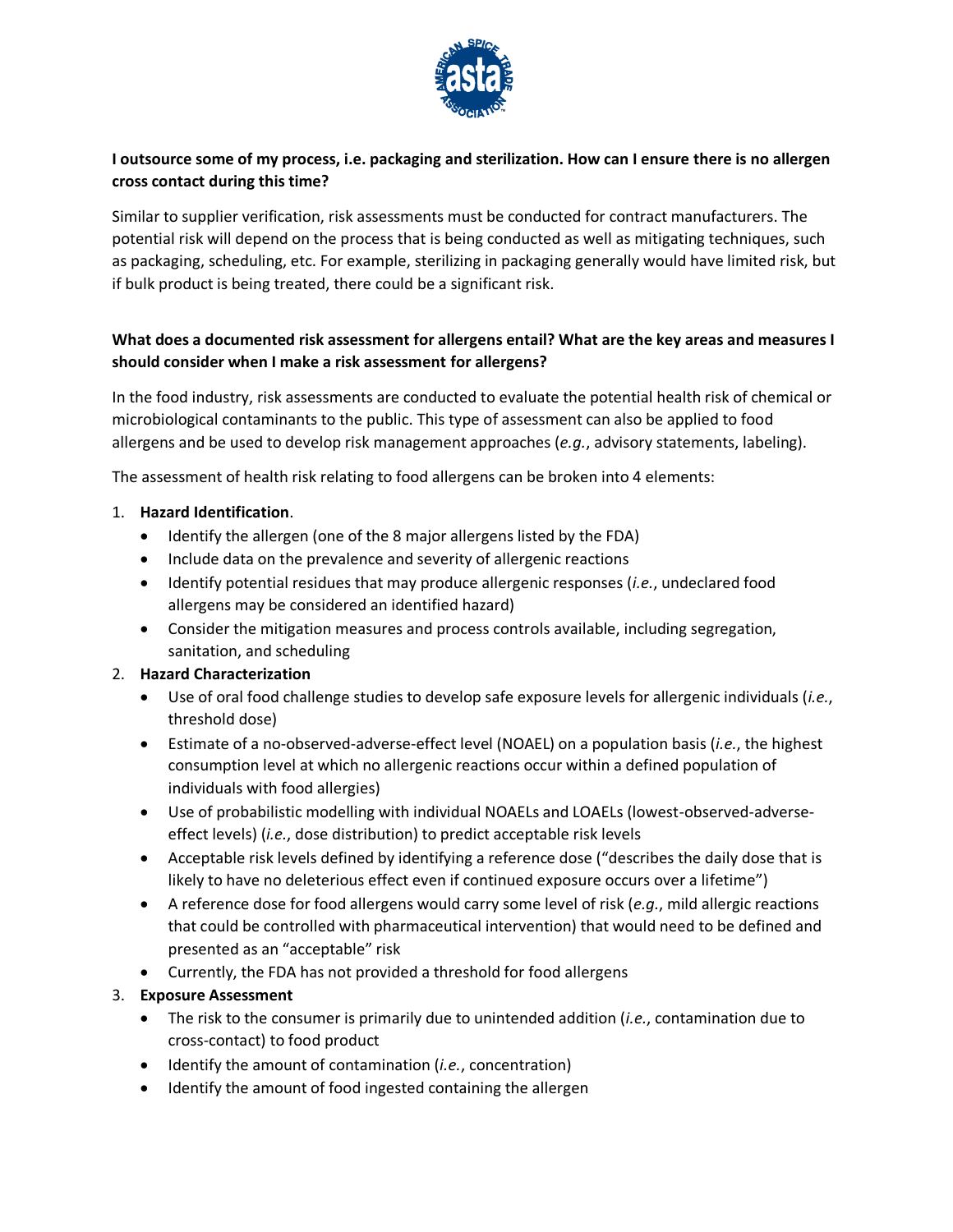**I outsource some of my process, i.e. packaging and sterilization. How can I ensure there is no allergen cross contact during this time?**

Similar to supplier verification, risk assessments must be conducted for contract manufacturers. The potential risk will depend on the process that is being conducted as well as mitigating techniques, such as packaging, scheduling, etc. For example, sterilizing in packaging generally would have limited risk, but if bulk product is being treated, there could be a significant risk.

**What does a documented risk assessment for allergens entail? What are the key areas and measures I should consider when I make a risk assessment for allergens?**

In the food industry, risk assessments are conducted to evaluate the potential health risk of chemical or microbiological contaminants to the public. This type of assessment can also be applied to food allergens and be used to develop risk management approaches (*e.g.*, advisory statements, labeling).

The assessment of health risk relating to food allergens can be broken into 4 elements:

1. **Hazard Identification**.
   - Identify the allergen (one of the 8 major allergens listed by the FDA)
   - Include data on the prevalence and severity of allergenic reactions
   - Identify potential residues that may produce allergenic responses (*i.e.*, undeclared food allergens may be considered an identified hazard)
   - Consider the mitigation measures and process controls available, including segregation, sanitation, and scheduling
2. **Hazard Characterization**
   - Use of oral food challenge studies to develop safe exposure levels for allergenic individuals (*i.e.*, threshold dose)
   - Estimate of a no-observed-adverse-effect level (NOAEL) on a population basis (*i.e.*, the highest consumption level at which no allergenic reactions occur within a defined population of individuals with food allergies)
   - Use of probabilistic modelling with individual NOAELs and LOAELs (lowest-observed-adverse-effect levels) (*i.e.*, dose distribution) to predict acceptable risk levels
   - Acceptable risk levels defined by identifying a reference dose ("describes the daily dose that is likely to have no deleterious effect even if continued exposure occurs over a lifetime")
   - A reference dose for food allergens would carry some level of risk (*e.g.*, mild allergic reactions that could be controlled with pharmaceutical intervention) that would need to be defined and presented as an "acceptable" risk
   - Currently, the FDA has not provided a threshold for food allergens
3. **Exposure Assessment**
   - The risk to the consumer is primarily due to unintended addition (*i.e.*, contamination due to cross-contact) to food product
   - Identify the amount of contamination (*i.e.*, concentration)
   - Identify the amount of food ingested containing the allergen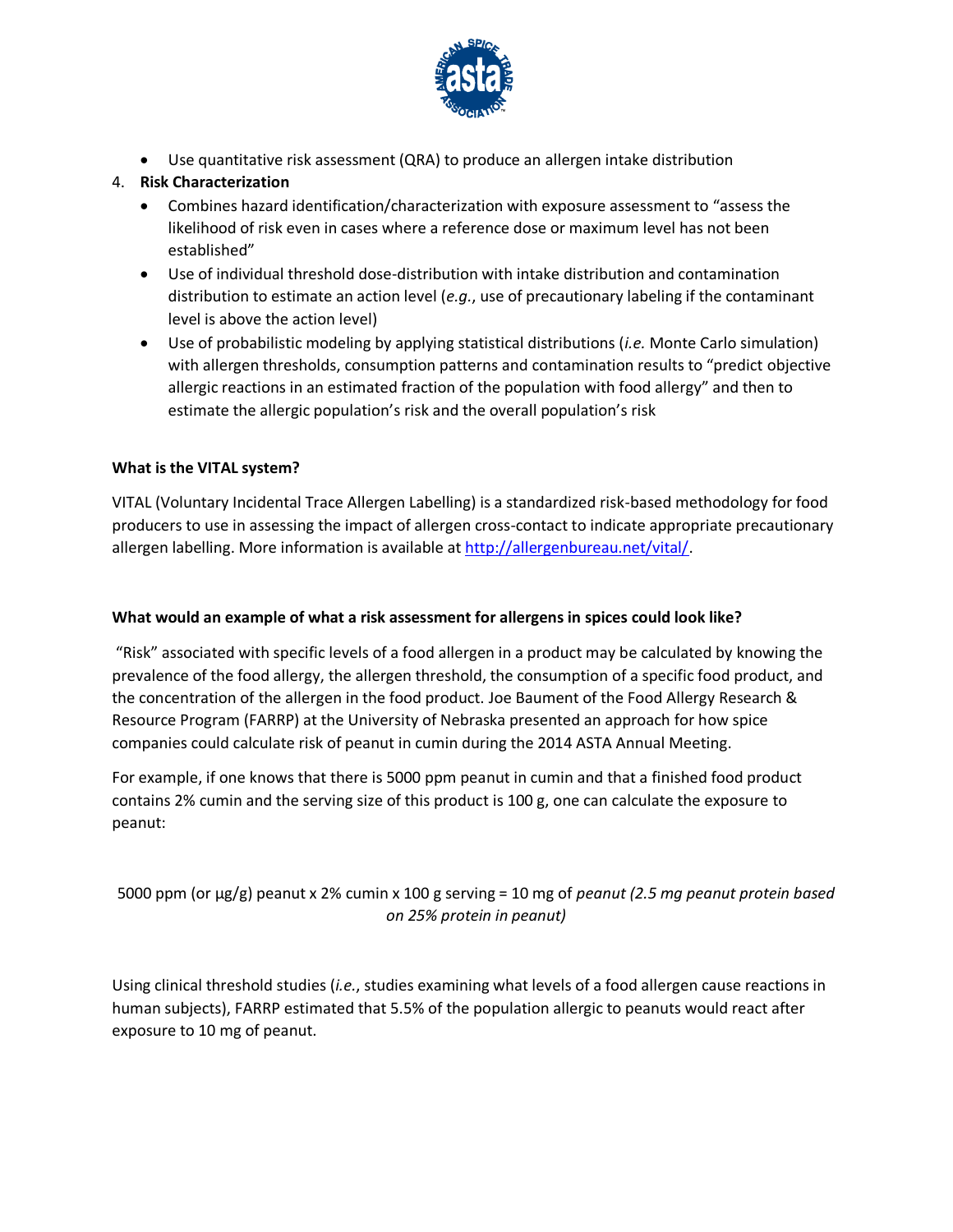- Use quantitative risk assessment (QRA) to produce an allergen intake distribution

4. **Risk Characterization**
   - Combines hazard identification/characterization with exposure assessment to "assess the likelihood of risk even in cases where a reference dose or maximum level has not been established"
   - Use of individual threshold dose-distribution with intake distribution and contamination distribution to estimate an action level (*e.g.*, use of precautionary labeling if the contaminant level is above the action level)
   - Use of probabilistic modeling by applying statistical distributions (*i.e.* Monte Carlo simulation) with allergen thresholds, consumption patterns and contamination results to "predict objective allergic reactions in an estimated fraction of the population with food allergy" and then to estimate the allergic population's risk and the overall population's risk

**What is the VITAL system?**

VITAL (Voluntary Incidental Trace Allergen Labelling) is a standardized risk-based methodology for food producers to use in assessing the impact of allergen cross-contact to indicate appropriate precautionary allergen labelling. More information is available at [http://allergenbureau.net/vital/](http://allergenbureau.net/vital/).

**What would an example of what a risk assessment for allergens in spices could look like?**

"Risk" associated with specific levels of a food allergen in a product may be calculated by knowing the prevalence of the food allergy, the allergen threshold, the consumption of a specific food product, and the concentration of the allergen in the food product. Joe Baument of the Food Allergy Research & Resource Program (FARRP) at the University of Nebraska presented an approach for how spice companies could calculate risk of peanut in cumin during the 2014 ASTA Annual Meeting.

For example, if one knows that there is 5000 ppm peanut in cumin and that a finished food product contains 2% cumin and the serving size of this product is 100 g, one can calculate the exposure to peanut:

5000 ppm (or µg/g) peanut x 2% cumin x 100 g serving = 10 mg of *peanut (2.5 mg peanut protein based on 25% protein in peanut)*

Using clinical threshold studies (*i.e.*, studies examining what levels of a food allergen cause reactions in human subjects), FARRP estimated that 5.5% of the population allergic to peanuts would react after exposure to 10 mg of peanut.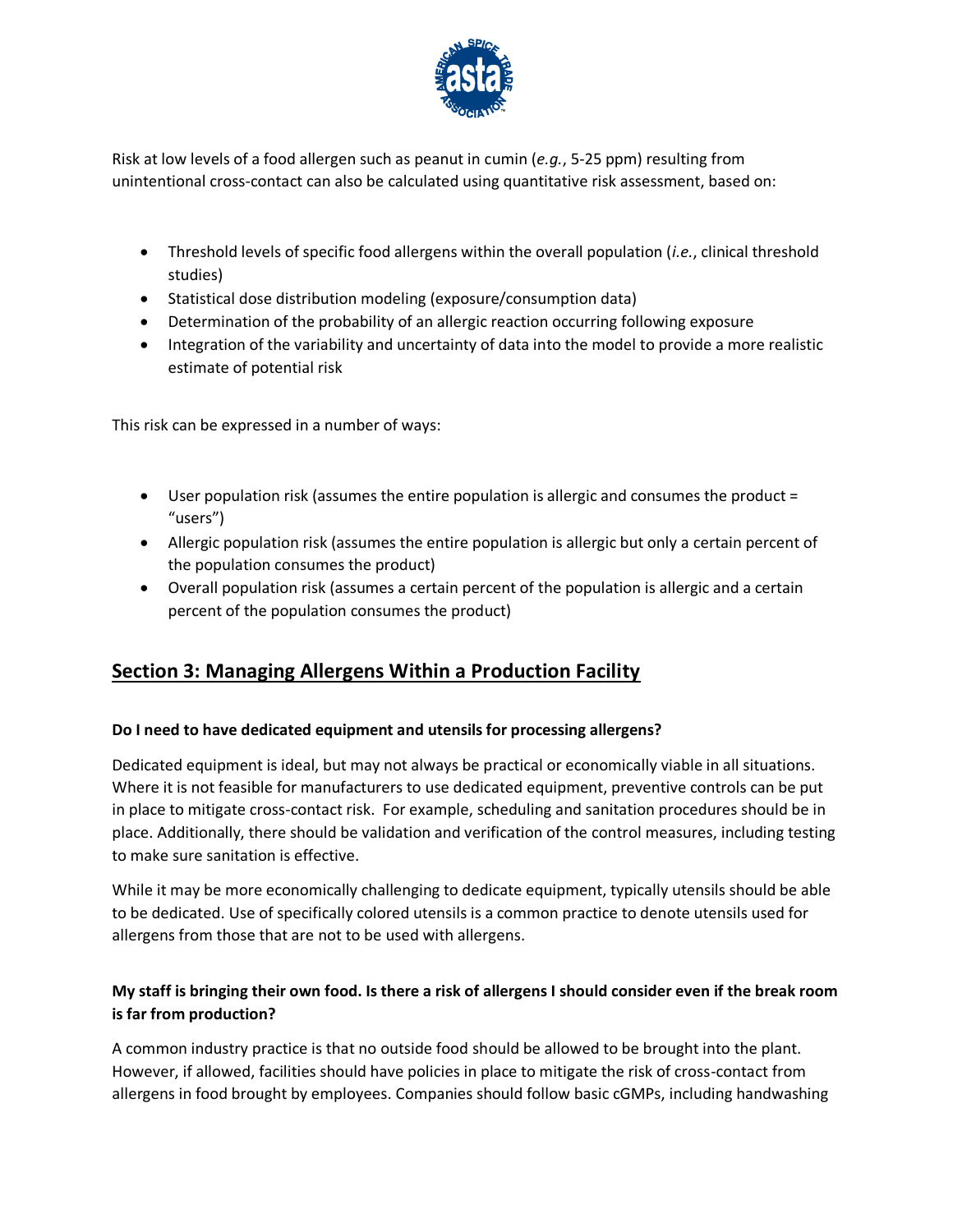Risk at low levels of a food allergen such as peanut in cumin (*e.g.*, 5-25 ppm) resulting from unintentional cross-contact can also be calculated using quantitative risk assessment, based on:

- Threshold levels of specific food allergens within the overall population (*i.e.*, clinical threshold studies)
- Statistical dose distribution modeling (exposure/consumption data)
- Determination of the probability of an allergic reaction occurring following exposure
- Integration of the variability and uncertainty of data into the model to provide a more realistic estimate of potential risk

This risk can be expressed in a number of ways:

- User population risk (assumes the entire population is allergic and consumes the product = "users")
- Allergic population risk (assumes the entire population is allergic but only a certain percent of the population consumes the product)
- Overall population risk (assumes a certain percent of the population is allergic and a certain percent of the population consumes the product)

## Section 3: Managing Allergens Within a Production Facility

**Do I need to have dedicated equipment and utensils for processing allergens?**

Dedicated equipment is ideal, but may not always be practical or economically viable in all situations. Where it is not feasible for manufacturers to use dedicated equipment, preventive controls can be put in place to mitigate cross-contact risk. For example, scheduling and sanitation procedures should be in place. Additionally, there should be validation and verification of the control measures, including testing to make sure sanitation is effective.

While it may be more economically challenging to dedicate equipment, typically utensils should be able to be dedicated. Use of specifically colored utensils is a common practice to denote utensils used for allergens from those that are not to be used with allergens.

**My staff is bringing their own food. Is there a risk of allergens I should consider even if the break room is far from production?**

A common industry practice is that no outside food should be allowed to be brought into the plant. However, if allowed, facilities should have policies in place to mitigate the risk of cross-contact from allergens in food brought by employees. Companies should follow basic cGMPs, including handwashing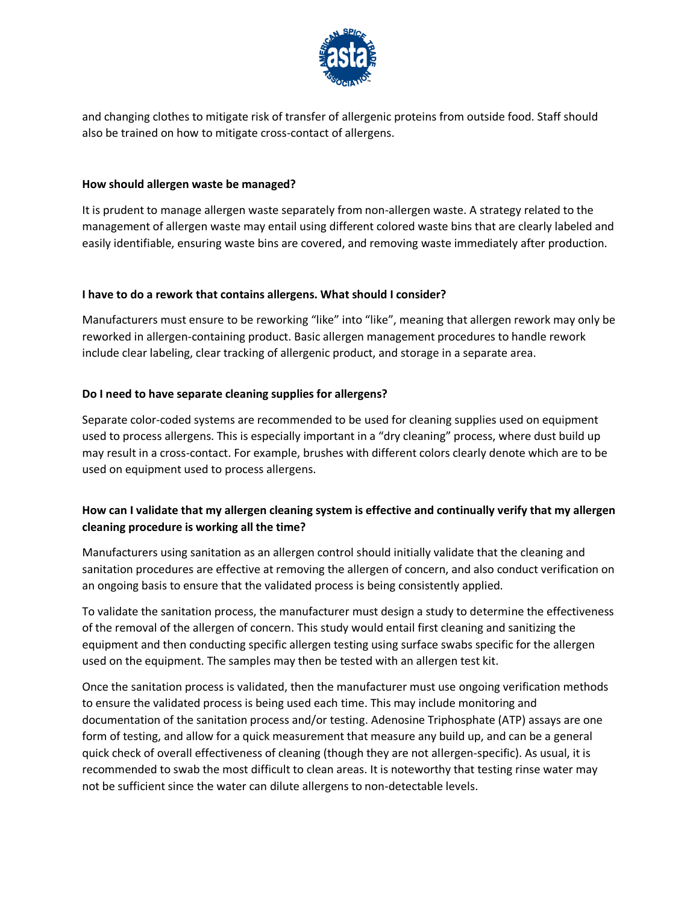and changing clothes to mitigate risk of transfer of allergenic proteins from outside food. Staff should also be trained on how to mitigate cross-contact of allergens.

**How should allergen waste be managed?**

It is prudent to manage allergen waste separately from non-allergen waste. A strategy related to the management of allergen waste may entail using different colored waste bins that are clearly labeled and easily identifiable, ensuring waste bins are covered, and removing waste immediately after production.

**I have to do a rework that contains allergens. What should I consider?**

Manufacturers must ensure to be reworking "like" into "like", meaning that allergen rework may only be reworked in allergen-containing product. Basic allergen management procedures to handle rework include clear labeling, clear tracking of allergenic product, and storage in a separate area.

**Do I need to have separate cleaning supplies for allergens?**

Separate color-coded systems are recommended to be used for cleaning supplies used on equipment used to process allergens. This is especially important in a "dry cleaning" process, where dust build up may result in a cross-contact. For example, brushes with different colors clearly denote which are to be used on equipment used to process allergens.

**How can I validate that my allergen cleaning system is effective and continually verify that my allergen cleaning procedure is working all the time?**

Manufacturers using sanitation as an allergen control should initially validate that the cleaning and sanitation procedures are effective at removing the allergen of concern, and also conduct verification on an ongoing basis to ensure that the validated process is being consistently applied.

To validate the sanitation process, the manufacturer must design a study to determine the effectiveness of the removal of the allergen of concern. This study would entail first cleaning and sanitizing the equipment and then conducting specific allergen testing using surface swabs specific for the allergen used on the equipment. The samples may then be tested with an allergen test kit.

Once the sanitation process is validated, then the manufacturer must use ongoing verification methods to ensure the validated process is being used each time. This may include monitoring and documentation of the sanitation process and/or testing. Adenosine Triphosphate (ATP) assays are one form of testing, and allow for a quick measurement that measure any build up, and can be a general quick check of overall effectiveness of cleaning (though they are not allergen-specific). As usual, it is recommended to swab the most difficult to clean areas. It is noteworthy that testing rinse water may not be sufficient since the water can dilute allergens to non-detectable levels.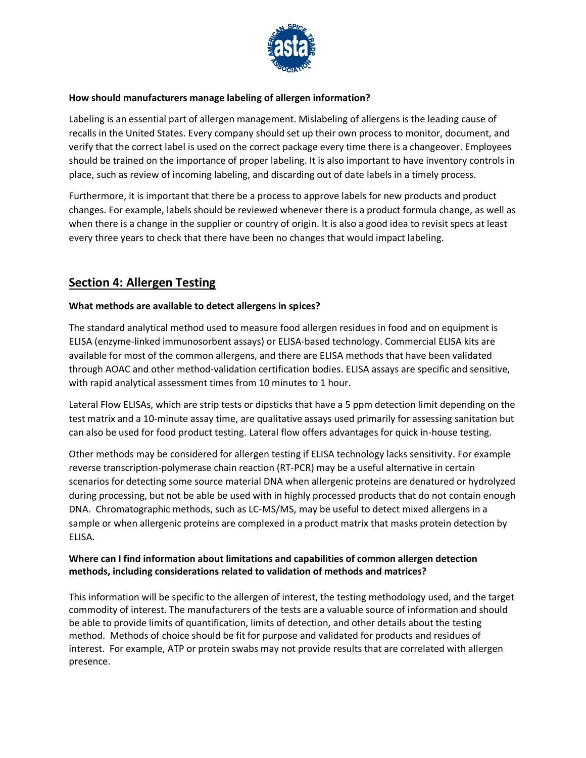**How should manufacturers manage labeling of allergen information?**

Labeling is an essential part of allergen management. Mislabeling of allergens is the leading cause of recalls in the United States. Every company should set up their own process to monitor, document, and verify that the correct label is used on the correct package every time there is a changeover. Employees should be trained on the importance of proper labeling. It is also important to have inventory controls in place, such as review of incoming labeling, and discarding out of date labels in a timely process.

Furthermore, it is important that there be a process to approve labels for new products and product changes. For example, labels should be reviewed whenever there is a product formula change, as well as when there is a change in the supplier or country of origin. It is also a good idea to revisit specs at least every three years to check that there have been no changes that would impact labeling.

## Section 4: Allergen Testing

**What methods are available to detect allergens in spices?**

The standard analytical method used to measure food allergen residues in food and on equipment is ELISA (enzyme-linked immunosorbent assays) or ELISA-based technology. Commercial ELISA kits are available for most of the common allergens, and there are ELISA methods that have been validated through AOAC and other method-validation certification bodies. ELISA assays are specific and sensitive, with rapid analytical assessment times from 10 minutes to 1 hour.

Lateral Flow ELISAs, which are strip tests or dipsticks that have a 5 ppm detection limit depending on the test matrix and a 10-minute assay time, are qualitative assays used primarily for assessing sanitation but can also be used for food product testing. Lateral flow offers advantages for quick in-house testing.

Other methods may be considered for allergen testing if ELISA technology lacks sensitivity. For example reverse transcription-polymerase chain reaction (RT-PCR) may be a useful alternative in certain scenarios for detecting some source material DNA when allergenic proteins are denatured or hydrolyzed during processing, but not be able be used with in highly processed products that do not contain enough DNA. Chromatographic methods, such as LC-MS/MS, may be useful to detect mixed allergens in a sample or when allergenic proteins are complexed in a product matrix that masks protein detection by ELISA.

**Where can I find information about limitations and capabilities of common allergen detection methods, including considerations related to validation of methods and matrices?**

This information will be specific to the allergen of interest, the testing methodology used, and the target commodity of interest. The manufacturers of the tests are a valuable source of information and should be able to provide limits of quantification, limits of detection, and other details about the testing method. Methods of choice should be fit for purpose and validated for products and residues of interest. For example, ATP or protein swabs may not provide results that are correlated with allergen presence.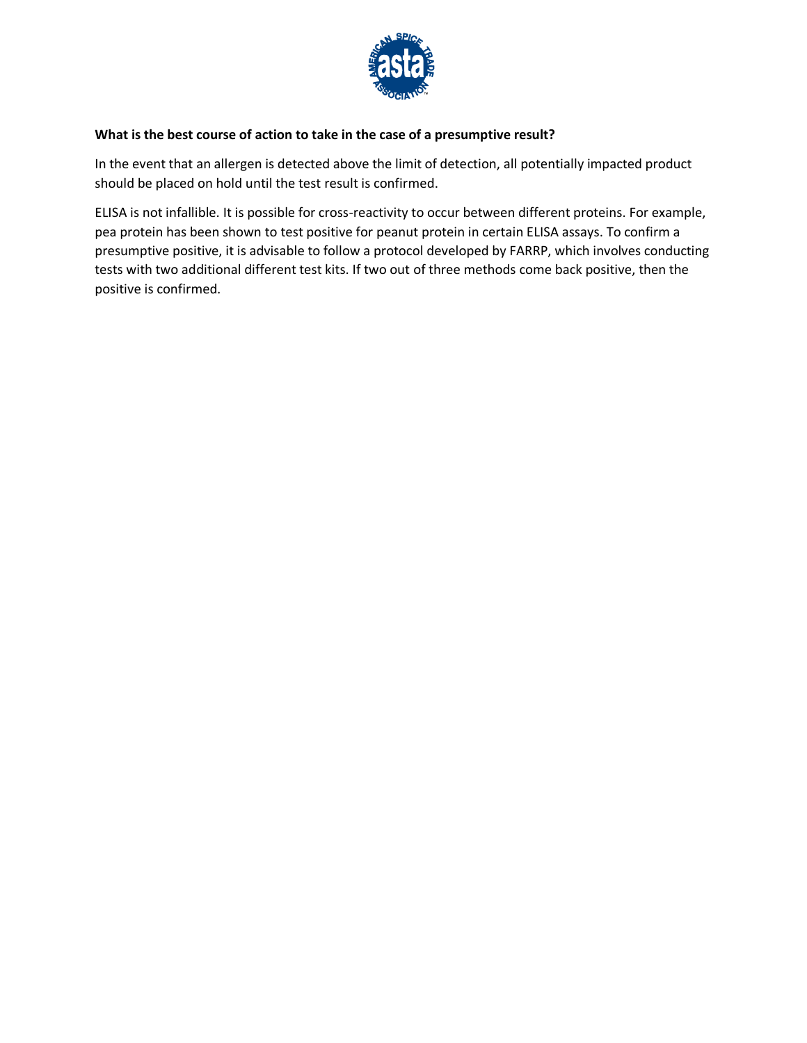**What is the best course of action to take in the case of a presumptive result?**

In the event that an allergen is detected above the limit of detection, all potentially impacted product should be placed on hold until the test result is confirmed.

ELISA is not infallible. It is possible for cross-reactivity to occur between different proteins. For example, pea protein has been shown to test positive for peanut protein in certain ELISA assays. To confirm a presumptive positive, it is advisable to follow a protocol developed by FARRP, which involves conducting tests with two additional different test kits. If two out of three methods come back positive, then the positive is confirmed.